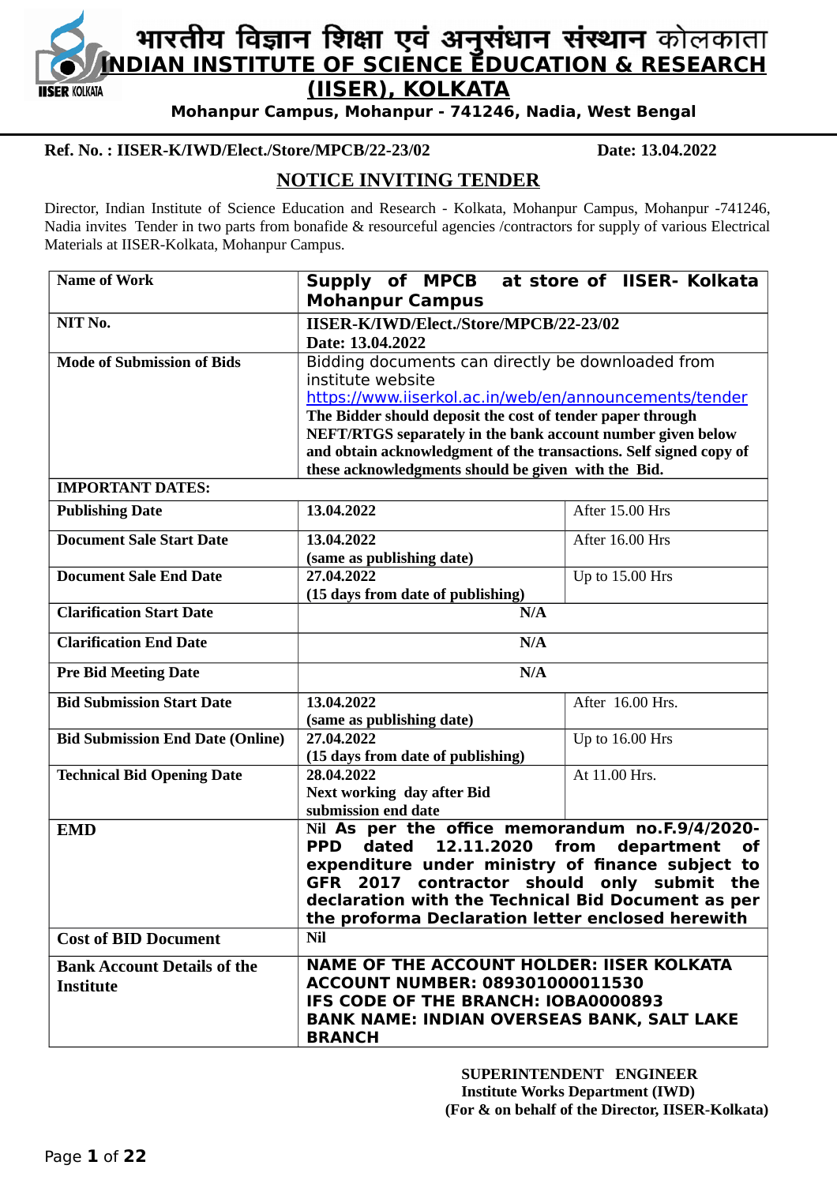# भारतीय विज्ञान शिक्षा एवं अनुसंधान संस्थान कोलकाता

# INDIAN INSTITUTE OF SCIENCE EDUCATION & RESEARCH (IISER), KOLKATA

**Mohanpur Campus, Mohanpur - 741246, Nadia, West Bengal**

**Ref. No. : IISER-K/IWD/Elect./Store/MPCB/22-23/02** **Date: 13.04.2022**

## NOTICE INVITING TENDER

Director, Indian Institute of Science Education and Research - Kolkata, Mohanpur Campus, Mohanpur -741246, Nadia invites Tender in two parts from bonafide & resourceful agencies /contractors for supply of various Electrical Materials at IISER-Kolkata, Mohanpur Campus.

| | | |
|---|---|---|
| **Name of Work** | **Supply of MPCB at store of IISER- Kolkata Mohanpur Campus** | |
| **NIT No.** | **IISER-K/IWD/Elect./Store/MPCB/22-23/02 Date: 13.04.2022** | |
| **Mode of Submission of Bids** | Bidding documents can directly be downloaded from institute website https://www.iiserkol.ac.in/web/en/announcements/tender **The Bidder should deposit the cost of tender paper through NEFT/RTGS separately in the bank account number given below and obtain acknowledgment of the transactions. Self signed copy of these acknowledgments should be given with the Bid.** | |
| **IMPORTANT DATES:** | | |
| **Publishing Date** | **13.04.2022** | After 15.00 Hrs |
| **Document Sale Start Date** | **13.04.2022 (same as publishing date)** | After 16.00 Hrs |
| **Document Sale End Date** | **27.04.2022 (15 days from date of publishing)** | Up to 15.00 Hrs |
| **Clarification Start Date** | **N/A** | |
| **Clarification End Date** | **N/A** | |
| **Pre Bid Meeting Date** | **N/A** | |
| **Bid Submission Start Date** | **13.04.2022 (same as publishing date)** | After 16.00 Hrs. |
| **Bid Submission End Date (Online)** | **27.04.2022 (15 days from date of publishing)** | Up to 16.00 Hrs |
| **Technical Bid Opening Date** | **28.04.2022 Next working day after Bid submission end date** | At 11.00 Hrs. |
| **EMD** | Nil **As per the office memorandum no.F.9/4/2020-PPD dated 12.11.2020 from department of expenditure under ministry of finance subject to GFR 2017 contractor should only submit the declaration with the Technical Bid Document as per the proforma Declaration letter enclosed herewith** | |
| **Cost of BID Document** | **Nil** | |
| **Bank Account Details of the Institute** | **NAME OF THE ACCOUNT HOLDER: IISER KOLKATA ACCOUNT NUMBER: 089301000011530 IFS CODE OF THE BRANCH: IOBA0000893 BANK NAME: INDIAN OVERSEAS BANK, SALT LAKE BRANCH** | |

**SUPERINTENDENT ENGINEER**
**Institute Works Department (IWD)**
**(For & on behalf of the Director, IISER-Kolkata)**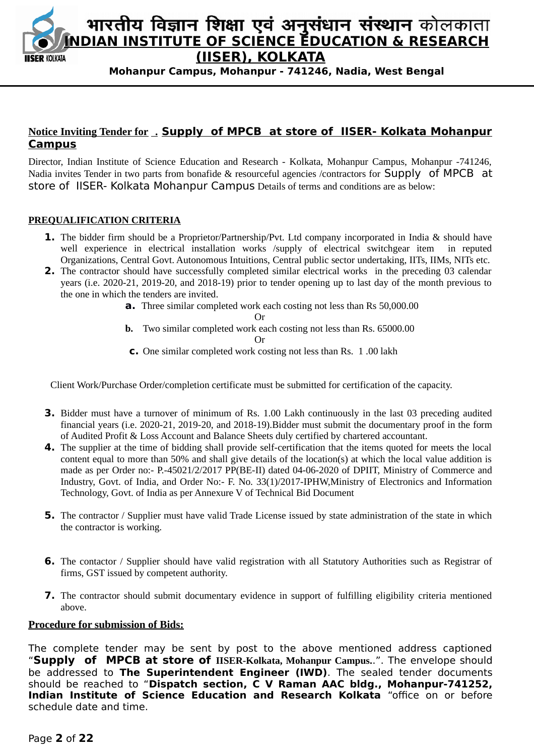भारतीय विज्ञान शिक्षा एवं अनुसंधान संस्थान कोलकाता

# INDIAN INSTITUTE OF SCIENCE EDUCATION & RESEARCH (IISER), KOLKATA

**Mohanpur Campus, Mohanpur - 741246, Nadia, West Bengal**

**Notice Inviting Tender for . Supply of MPCB at store of IISER- Kolkata Mohanpur Campus**

Director, Indian Institute of Science Education and Research - Kolkata, Mohanpur Campus, Mohanpur -741246, Nadia invites Tender in two parts from bonafide & resourceful agencies /contractors for Supply of MPCB at store of IISER- Kolkata Mohanpur Campus Details of terms and conditions are as below:

**PREQUALIFICATION CRITERIA**

1. The bidder firm should be a Proprietor/Partnership/Pvt. Ltd company incorporated in India & should have well experience in electrical installation works /supply of electrical switchgear item in reputed Organizations, Central Govt. Autonomous Intuitions, Central public sector undertaking, IITs, IIMs, NITs etc.
2. The contractor should have successfully completed similar electrical works in the preceding 03 calendar years (i.e. 2020-21, 2019-20, and 2018-19) prior to tender opening up to last day of the month previous to the one in which the tenders are invited.
   - **a.** Three similar completed work each costing not less than Rs 50,000.00

     Or
   - **b.** Two similar completed work each costing not less than Rs. 65000.00

     Or
   - **c.** One similar completed work costing not less than Rs. 1 .00 lakh

   Client Work/Purchase Order/completion certificate must be submitted for certification of the capacity.

3. Bidder must have a turnover of minimum of Rs. 1.00 Lakh continuously in the last 03 preceding audited financial years (i.e. 2020-21, 2019-20, and 2018-19).Bidder must submit the documentary proof in the form of Audited Profit & Loss Account and Balance Sheets duly certified by chartered accountant.
4. The supplier at the time of bidding shall provide self-certification that the items quoted for meets the local content equal to more than 50% and shall give details of the location(s) at which the local value addition is made as per Order no:- P.-45021/2/2017 PP(BE-II) dated 04-06-2020 of DPIIT, Ministry of Commerce and Industry, Govt. of India, and Order No:- F. No. 33(1)/2017-IPHW,Ministry of Electronics and Information Technology, Govt. of India as per Annexure V of Technical Bid Document
5. The contractor / Supplier must have valid Trade License issued by state administration of the state in which the contractor is working.
6. The contactor / Supplier should have valid registration with all Statutory Authorities such as Registrar of firms, GST issued by competent authority.
7. The contractor should submit documentary evidence in support of fulfilling eligibility criteria mentioned above.

**Procedure for submission of Bids:**

The complete tender may be sent by post to the above mentioned address captioned "**Supply of MPCB at store of IISER-Kolkata, Mohanpur Campus.**.". The envelope should be addressed to **The Superintendent Engineer (IWD)**. The sealed tender documents should be reached to "**Dispatch section, C V Raman AAC bldg., Mohanpur-741252, Indian Institute of Science Education and Research Kolkata** "office on or before schedule date and time.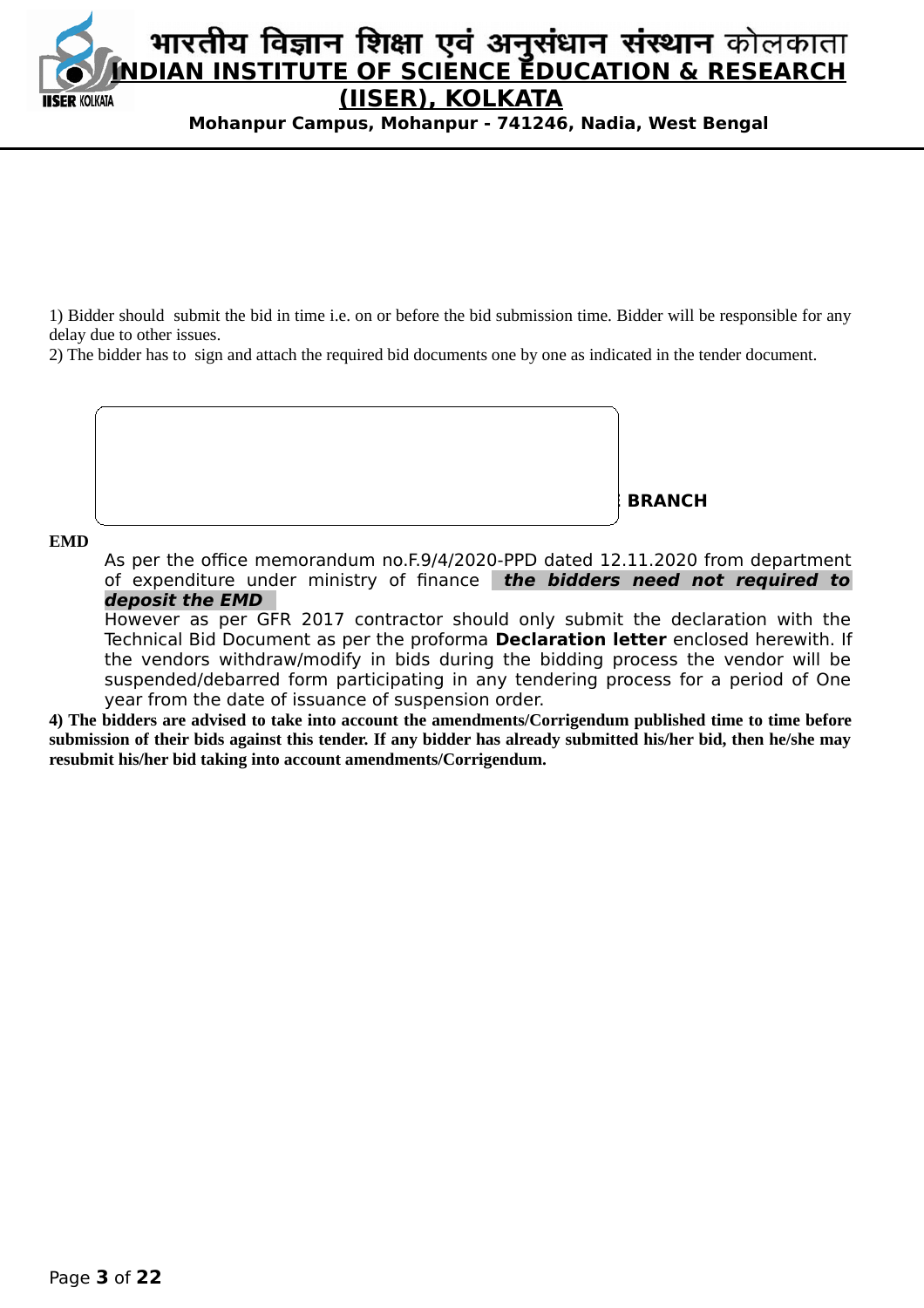1) Bidder should submit the bid in time i.e. on or before the bid submission time. Bidder will be responsible for any delay due to other issues.
2) The bidder has to sign and attach the required bid documents one by one as indicated in the tender document.

BRANCH

**EMD**

As per the office memorandum no.F.9/4/2020-PPD dated 12.11.2020 from department of expenditure under ministry of finance ***the bidders need not required to deposit the EMD***

However as per GFR 2017 contractor should only submit the declaration with the Technical Bid Document as per the proforma **Declaration letter** enclosed herewith. If the vendors withdraw/modify in bids during the bidding process the vendor will be suspended/debarred form participating in any tendering process for a period of One year from the date of issuance of suspension order.

**4) The bidders are advised to take into account the amendments/Corrigendum published time to time before submission of their bids against this tender. If any bidder has already submitted his/her bid, then he/she may resubmit his/her bid taking into account amendments/Corrigendum.**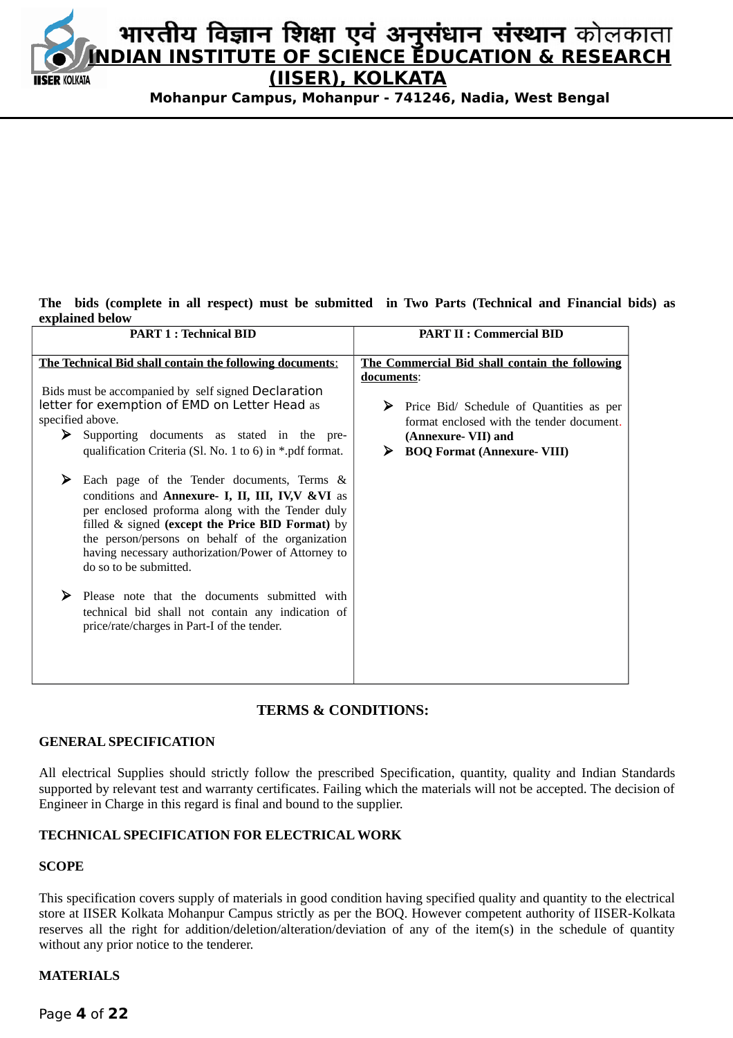**The bids (complete in all respect) must be submitted in Two Parts (Technical and Financial bids) as explained below**

| PART 1 : Technical BID | PART II : Commercial BID |
|---|---|
| **The Technical Bid shall contain the following documents**:<br><br>Bids must be accompanied by self signed Declaration letter for exemption of EMD on Letter Head as specified above.<br>➤ Supporting documents as stated in the pre-qualification Criteria (Sl. No. 1 to 6) in *.pdf format.<br><br>➤ Each page of the Tender documents, Terms & conditions and **Annexure- I, II, III, IV,V &VI** as per enclosed proforma along with the Tender duly filled & signed **(except the Price BID Format)** by the person/persons on behalf of the organization having necessary authorization/Power of Attorney to do so to be submitted.<br><br>➤ Please note that the documents submitted with technical bid shall not contain any indication of price/rate/charges in Part-I of the tender. | **The Commercial Bid shall contain the following documents**:<br><br>➤ Price Bid/ Schedule of Quantities as per format enclosed with the tender document. **(Annexure- VII) and**<br>➤ **BOQ Format (Annexure- VIII)** |

## TERMS & CONDITIONS:

**GENERAL SPECIFICATION**

All electrical Supplies should strictly follow the prescribed Specification, quantity, quality and Indian Standards supported by relevant test and warranty certificates. Failing which the materials will not be accepted. The decision of Engineer in Charge in this regard is final and bound to the supplier.

**TECHNICAL SPECIFICATION FOR ELECTRICAL WORK**

**SCOPE**

This specification covers supply of materials in good condition having specified quality and quantity to the electrical store at IISER Kolkata Mohanpur Campus strictly as per the BOQ. However competent authority of IISER-Kolkata reserves all the right for addition/deletion/alteration/deviation of any of the item(s) in the schedule of quantity without any prior notice to the tenderer.

**MATERIALS**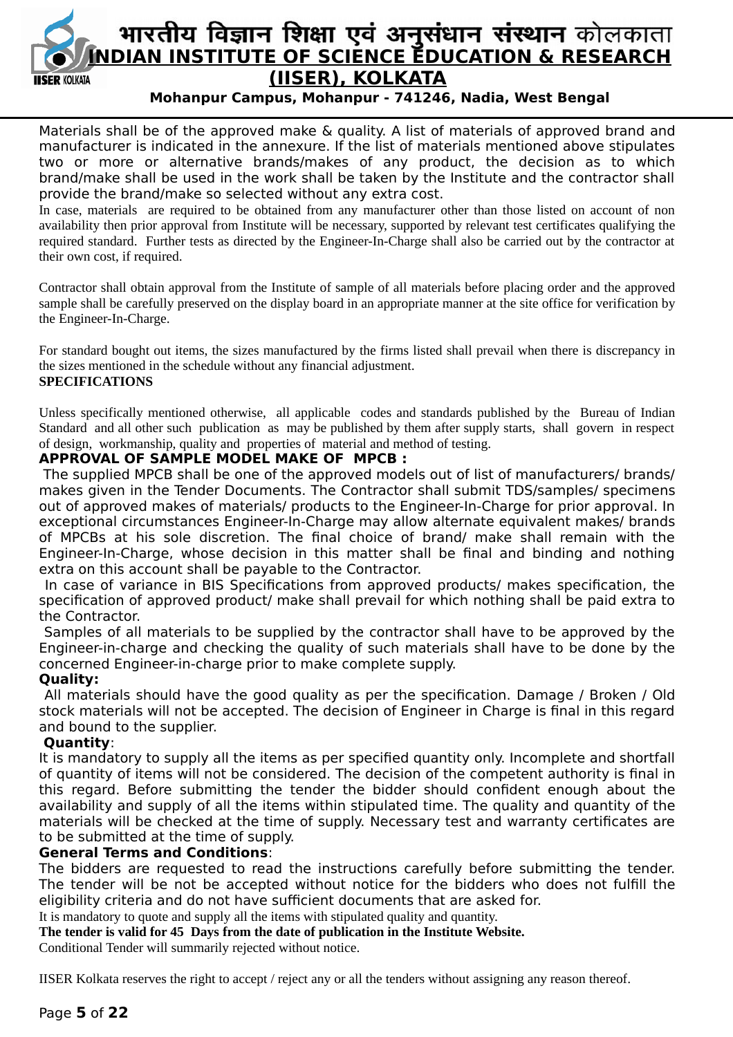Materials shall be of the approved make & quality. A list of materials of approved brand and manufacturer is indicated in the annexure. If the list of materials mentioned above stipulates two or more or alternative brands/makes of any product, the decision as to which brand/make shall be used in the work shall be taken by the Institute and the contractor shall provide the brand/make so selected without any extra cost.

In case, materials are required to be obtained from any manufacturer other than those listed on account of non availability then prior approval from Institute will be necessary, supported by relevant test certificates qualifying the required standard. Further tests as directed by the Engineer-In-Charge shall also be carried out by the contractor at their own cost, if required.

Contractor shall obtain approval from the Institute of sample of all materials before placing order and the approved sample shall be carefully preserved on the display board in an appropriate manner at the site office for verification by the Engineer-In-Charge.

For standard bought out items, the sizes manufactured by the firms listed shall prevail when there is discrepancy in the sizes mentioned in the schedule without any financial adjustment.

**SPECIFICATIONS**

Unless specifically mentioned otherwise, all applicable codes and standards published by the Bureau of Indian Standard and all other such publication as may be published by them after supply starts, shall govern in respect of design, workmanship, quality and properties of material and method of testing.

**APPROVAL OF SAMPLE MODEL MAKE OF MPCB :**

The supplied MPCB shall be one of the approved models out of list of manufacturers/ brands/ makes given in the Tender Documents. The Contractor shall submit TDS/samples/ specimens out of approved makes of materials/ products to the Engineer-In-Charge for prior approval. In exceptional circumstances Engineer-In-Charge may allow alternate equivalent makes/ brands of MPCBs at his sole discretion. The final choice of brand/ make shall remain with the Engineer-In-Charge, whose decision in this matter shall be final and binding and nothing extra on this account shall be payable to the Contractor.

In case of variance in BIS Specifications from approved products/ makes specification, the specification of approved product/ make shall prevail for which nothing shall be paid extra to the Contractor.

Samples of all materials to be supplied by the contractor shall have to be approved by the Engineer-in-charge and checking the quality of such materials shall have to be done by the concerned Engineer-in-charge prior to make complete supply.

**Quality:**

All materials should have the good quality as per the specification. Damage / Broken / Old stock materials will not be accepted. The decision of Engineer in Charge is final in this regard and bound to the supplier.

**Quantity**:

It is mandatory to supply all the items as per specified quantity only. Incomplete and shortfall of quantity of items will not be considered. The decision of the competent authority is final in this regard. Before submitting the tender the bidder should confident enough about the availability and supply of all the items within stipulated time. The quality and quantity of the materials will be checked at the time of supply. Necessary test and warranty certificates are to be submitted at the time of supply.

**General Terms and Conditions**:

The bidders are requested to read the instructions carefully before submitting the tender. The tender will be not be accepted without notice for the bidders who does not fulfill the eligibility criteria and do not have sufficient documents that are asked for.

It is mandatory to quote and supply all the items with stipulated quality and quantity.

**The tender is valid for 45 Days from the date of publication in the Institute Website.**

Conditional Tender will summarily rejected without notice.

IISER Kolkata reserves the right to accept / reject any or all the tenders without assigning any reason thereof.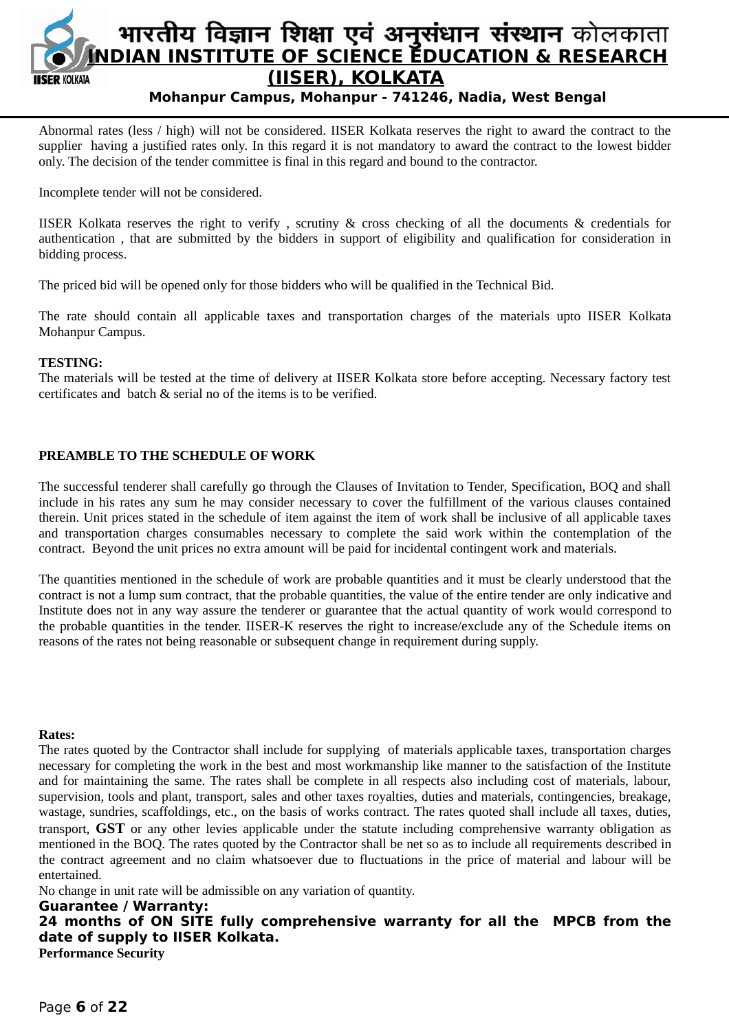Abnormal rates (less / high) will not be considered. IISER Kolkata reserves the right to award the contract to the supplier having a justified rates only. In this regard it is not mandatory to award the contract to the lowest bidder only. The decision of the tender committee is final in this regard and bound to the contractor.

Incomplete tender will not be considered.

IISER Kolkata reserves the right to verify , scrutiny & cross checking of all the documents & credentials for authentication , that are submitted by the bidders in support of eligibility and qualification for consideration in bidding process.

The priced bid will be opened only for those bidders who will be qualified in the Technical Bid.

The rate should contain all applicable taxes and transportation charges of the materials upto IISER Kolkata Mohanpur Campus.

**TESTING:**
The materials will be tested at the time of delivery at IISER Kolkata store before accepting. Necessary factory test certificates and batch & serial no of the items is to be verified.

**PREAMBLE TO THE SCHEDULE OF WORK**

The successful tenderer shall carefully go through the Clauses of Invitation to Tender, Specification, BOQ and shall include in his rates any sum he may consider necessary to cover the fulfillment of the various clauses contained therein. Unit prices stated in the schedule of item against the item of work shall be inclusive of all applicable taxes and transportation charges consumables necessary to complete the said work within the contemplation of the contract. Beyond the unit prices no extra amount will be paid for incidental contingent work and materials.

The quantities mentioned in the schedule of work are probable quantities and it must be clearly understood that the contract is not a lump sum contract, that the probable quantities, the value of the entire tender are only indicative and Institute does not in any way assure the tenderer or guarantee that the actual quantity of work would correspond to the probable quantities in the tender. IISER-K reserves the right to increase/exclude any of the Schedule items on reasons of the rates not being reasonable or subsequent change in requirement during supply.

**Rates:**
The rates quoted by the Contractor shall include for supplying of materials applicable taxes, transportation charges necessary for completing the work in the best and most workmanship like manner to the satisfaction of the Institute and for maintaining the same. The rates shall be complete in all respects also including cost of materials, labour, supervision, tools and plant, transport, sales and other taxes royalties, duties and materials, contingencies, breakage, wastage, sundries, scaffoldings, etc., on the basis of works contract. The rates quoted shall include all taxes, duties, transport, **GST** or any other levies applicable under the statute including comprehensive warranty obligation as mentioned in the BOQ. The rates quoted by the Contractor shall be net so as to include all requirements described in the contract agreement and no claim whatsoever due to fluctuations in the price of material and labour will be entertained.
No change in unit rate will be admissible on any variation of quantity.

**Guarantee / Warranty:**
**24 months of ON SITE fully comprehensive warranty for all the MPCB from the date of supply to IISER Kolkata.**

**Performance Security**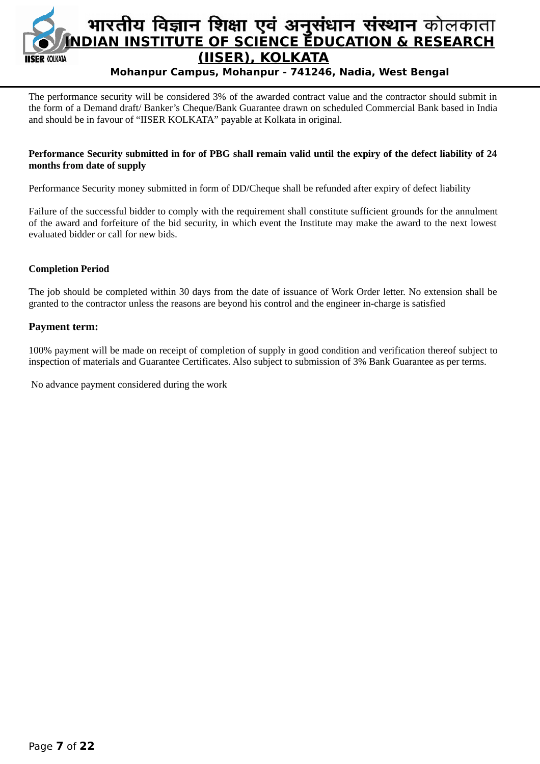The performance security will be considered 3% of the awarded contract value and the contractor should submit in the form of a Demand draft/ Banker's Cheque/Bank Guarantee drawn on scheduled Commercial Bank based in India and should be in favour of "IISER KOLKATA" payable at Kolkata in original.

**Performance Security submitted in for of PBG shall remain valid until the expiry of the defect liability of 24 months from date of supply**

Performance Security money submitted in form of DD/Cheque shall be refunded after expiry of defect liability

Failure of the successful bidder to comply with the requirement shall constitute sufficient grounds for the annulment of the award and forfeiture of the bid security, in which event the Institute may make the award to the next lowest evaluated bidder or call for new bids.

**Completion Period**

The job should be completed within 30 days from the date of issuance of Work Order letter. No extension shall be granted to the contractor unless the reasons are beyond his control and the engineer in-charge is satisfied

**Payment term:**

100% payment will be made on receipt of completion of supply in good condition and verification thereof subject to inspection of materials and Guarantee Certificates. Also subject to submission of 3% Bank Guarantee as per terms.

No advance payment considered during the work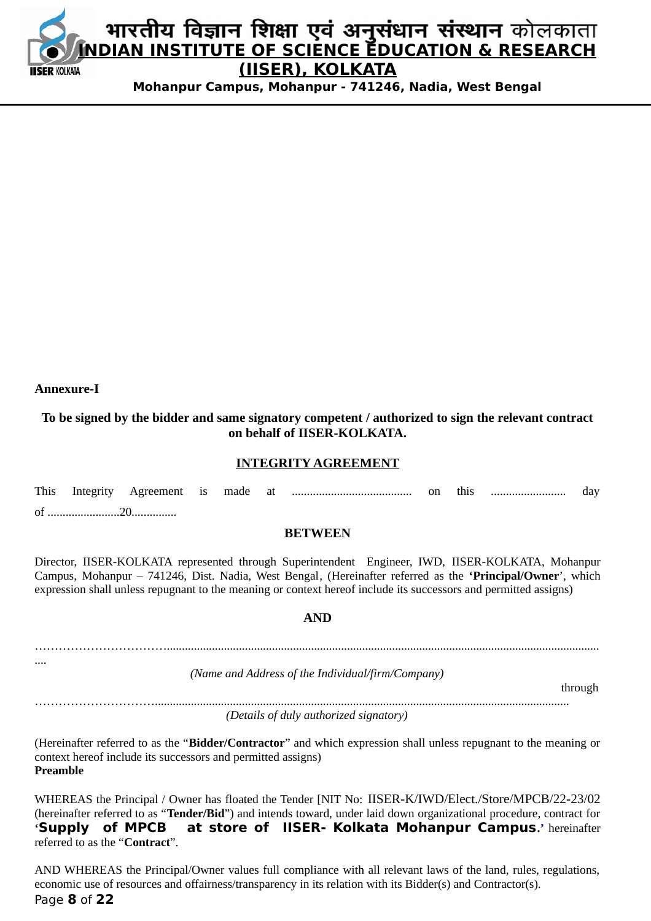**Annexure-I**

**To be signed by the bidder and same signatory competent / authorized to sign the relevant contract on behalf of IISER-KOLKATA.**

**INTEGRITY AGREEMENT**

This Integrity Agreement is made at ........................................ on this ......................... day of .........................20...............

**BETWEEN**

Director, IISER-KOLKATA represented through Superintendent Engineer, IWD, IISER-KOLKATA, Mohanpur Campus, Mohanpur – 741246, Dist. Nadia, West Bengal, (Hereinafter referred as the **'Principal/Owner'**, which expression shall unless repugnant to the meaning or context hereof include its successors and permitted assigns)

**AND**

……………………………..........................................................................................................................................
....

*(Name and Address of the Individual/firm/Company)*

through

…………………………..........................................................................................................................................

*(Details of duly authorized signatory)*

(Hereinafter referred to as the "**Bidder/Contractor**" and which expression shall unless repugnant to the meaning or context hereof include its successors and permitted assigns)

**Preamble**

WHEREAS the Principal / Owner has floated the Tender [NIT No: IISER-K/IWD/Elect./Store/MPCB/22-23/02 (hereinafter referred to as "**Tender/Bid**") and intends toward, under laid down organizational procedure, contract for '**Supply of MPCB at store of IISER- Kolkata Mohanpur Campus**.**'** hereinafter referred to as the "**Contract**".

AND WHEREAS the Principal/Owner values full compliance with all relevant laws of the land, rules, regulations, economic use of resources and offairness/transparency in its relation with its Bidder(s) and Contractor(s).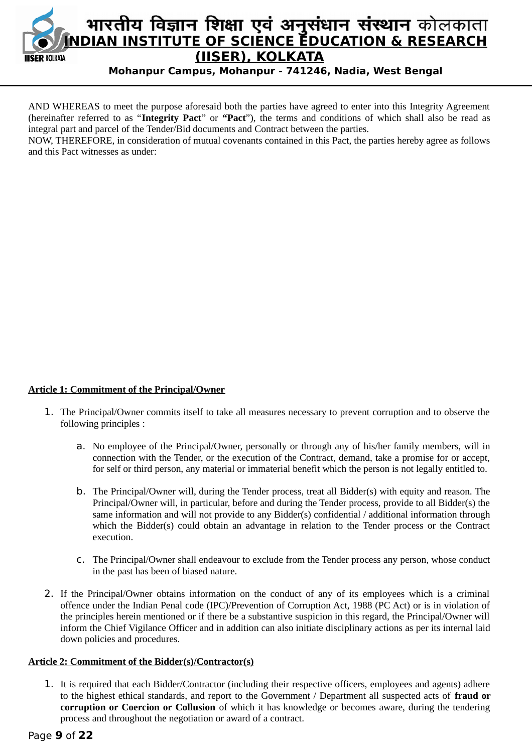AND WHEREAS to meet the purpose aforesaid both the parties have agreed to enter into this Integrity Agreement (hereinafter referred to as "**Integrity Pact**" or **"Pact"**), the terms and conditions of which shall also be read as integral part and parcel of the Tender/Bid documents and Contract between the parties.

NOW, THEREFORE, in consideration of mutual covenants contained in this Pact, the parties hereby agree as follows and this Pact witnesses as under:

**Article 1: Commitment of the Principal/Owner**

1. The Principal/Owner commits itself to take all measures necessary to prevent corruption and to observe the following principles :

   a. No employee of the Principal/Owner, personally or through any of his/her family members, will in connection with the Tender, or the execution of the Contract, demand, take a promise for or accept, for self or third person, any material or immaterial benefit which the person is not legally entitled to.

   b. The Principal/Owner will, during the Tender process, treat all Bidder(s) with equity and reason. The Principal/Owner will, in particular, before and during the Tender process, provide to all Bidder(s) the same information and will not provide to any Bidder(s) confidential / additional information through which the Bidder(s) could obtain an advantage in relation to the Tender process or the Contract execution.

   c. The Principal/Owner shall endeavour to exclude from the Tender process any person, whose conduct in the past has been of biased nature.

2. If the Principal/Owner obtains information on the conduct of any of its employees which is a criminal offence under the Indian Penal code (IPC)/Prevention of Corruption Act, 1988 (PC Act) or is in violation of the principles herein mentioned or if there be a substantive suspicion in this regard, the Principal/Owner will inform the Chief Vigilance Officer and in addition can also initiate disciplinary actions as per its internal laid down policies and procedures.

**Article 2: Commitment of the Bidder(s)/Contractor(s)**

1. It is required that each Bidder/Contractor (including their respective officers, employees and agents) adhere to the highest ethical standards, and report to the Government / Department all suspected acts of **fraud or corruption or Coercion or Collusion** of which it has knowledge or becomes aware, during the tendering process and throughout the negotiation or award of a contract.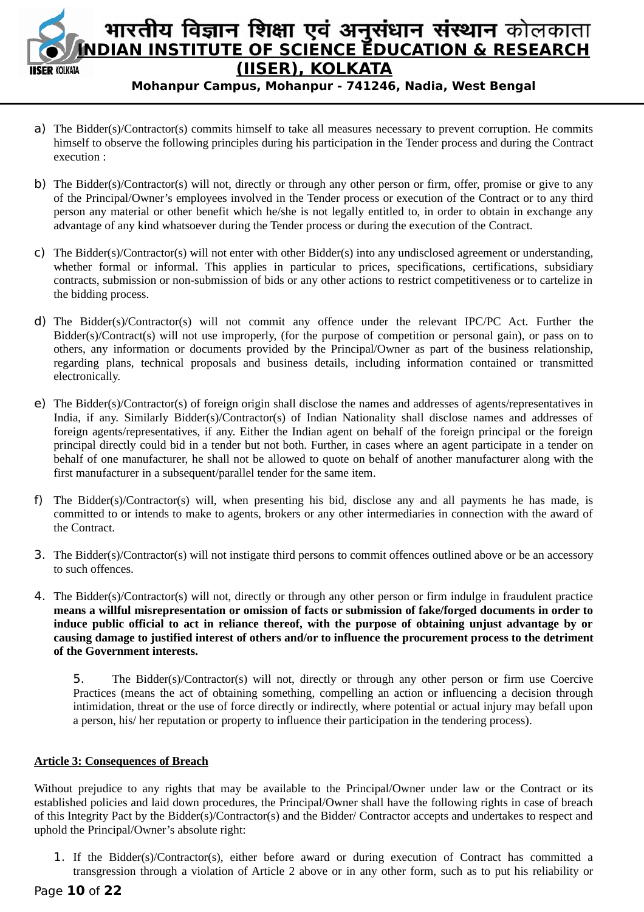a) The Bidder(s)/Contractor(s) commits himself to take all measures necessary to prevent corruption. He commits himself to observe the following principles during his participation in the Tender process and during the Contract execution :

b) The Bidder(s)/Contractor(s) will not, directly or through any other person or firm, offer, promise or give to any of the Principal/Owner's employees involved in the Tender process or execution of the Contract or to any third person any material or other benefit which he/she is not legally entitled to, in order to obtain in exchange any advantage of any kind whatsoever during the Tender process or during the execution of the Contract.

c) The Bidder(s)/Contractor(s) will not enter with other Bidder(s) into any undisclosed agreement or understanding, whether formal or informal. This applies in particular to prices, specifications, certifications, subsidiary contracts, submission or non-submission of bids or any other actions to restrict competitiveness or to cartelize in the bidding process.

d) The Bidder(s)/Contractor(s) will not commit any offence under the relevant IPC/PC Act. Further the Bidder(s)/Contract(s) will not use improperly, (for the purpose of competition or personal gain), or pass on to others, any information or documents provided by the Principal/Owner as part of the business relationship, regarding plans, technical proposals and business details, including information contained or transmitted electronically.

e) The Bidder(s)/Contractor(s) of foreign origin shall disclose the names and addresses of agents/representatives in India, if any. Similarly Bidder(s)/Contractor(s) of Indian Nationality shall disclose names and addresses of foreign agents/representatives, if any. Either the Indian agent on behalf of the foreign principal or the foreign principal directly could bid in a tender but not both. Further, in cases where an agent participate in a tender on behalf of one manufacturer, he shall not be allowed to quote on behalf of another manufacturer along with the first manufacturer in a subsequent/parallel tender for the same item.

f) The Bidder(s)/Contractor(s) will, when presenting his bid, disclose any and all payments he has made, is committed to or intends to make to agents, brokers or any other intermediaries in connection with the award of the Contract.

3. The Bidder(s)/Contractor(s) will not instigate third persons to commit offences outlined above or be an accessory to such offences.

4. The Bidder(s)/Contractor(s) will not, directly or through any other person or firm indulge in fraudulent practice **means a willful misrepresentation or omission of facts or submission of fake/forged documents in order to induce public official to act in reliance thereof, with the purpose of obtaining unjust advantage by or causing damage to justified interest of others and/or to influence the procurement process to the detriment of the Government interests.**

5. The Bidder(s)/Contractor(s) will not, directly or through any other person or firm use Coercive Practices (means the act of obtaining something, compelling an action or influencing a decision through intimidation, threat or the use of force directly or indirectly, where potential or actual injury may befall upon a person, his/ her reputation or property to influence their participation in the tendering process).

**Article 3: Consequences of Breach**

Without prejudice to any rights that may be available to the Principal/Owner under law or the Contract or its established policies and laid down procedures, the Principal/Owner shall have the following rights in case of breach of this Integrity Pact by the Bidder(s)/Contractor(s) and the Bidder/ Contractor accepts and undertakes to respect and uphold the Principal/Owner's absolute right:

1. If the Bidder(s)/Contractor(s), either before award or during execution of Contract has committed a transgression through a violation of Article 2 above or in any other form, such as to put his reliability or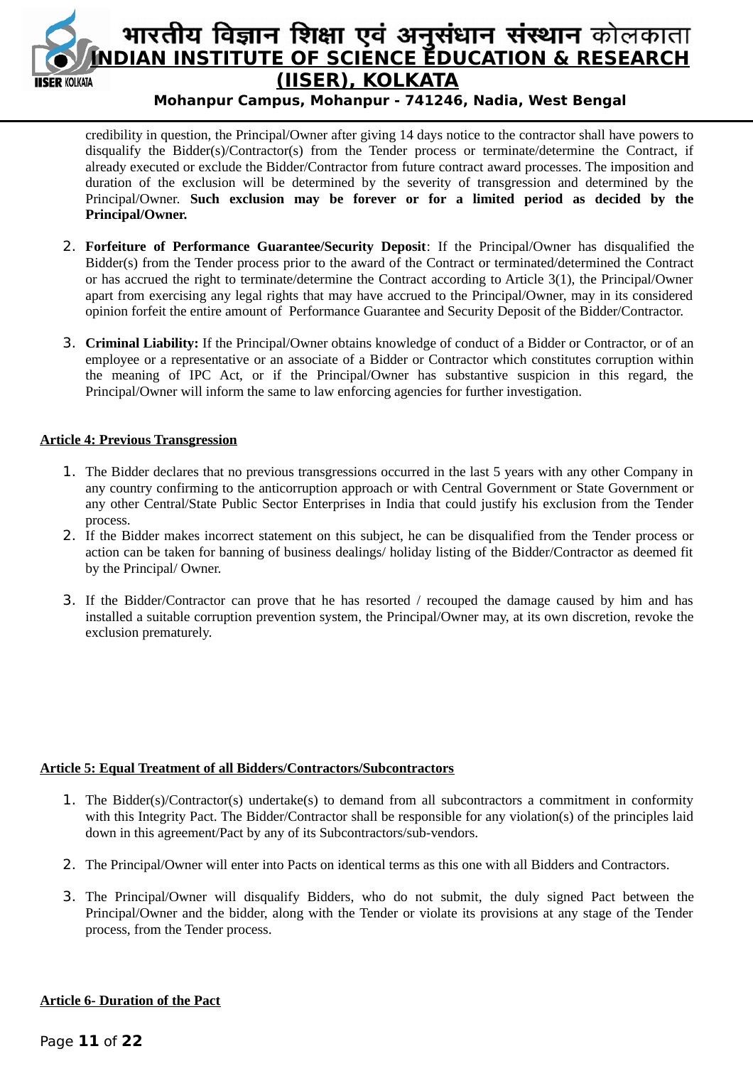credibility in question, the Principal/Owner after giving 14 days notice to the contractor shall have powers to disqualify the Bidder(s)/Contractor(s) from the Tender process or terminate/determine the Contract, if already executed or exclude the Bidder/Contractor from future contract award processes. The imposition and duration of the exclusion will be determined by the severity of transgression and determined by the Principal/Owner. **Such exclusion may be forever or for a limited period as decided by the Principal/Owner.**

2. **Forfeiture of Performance Guarantee/Security Deposit**: If the Principal/Owner has disqualified the Bidder(s) from the Tender process prior to the award of the Contract or terminated/determined the Contract or has accrued the right to terminate/determine the Contract according to Article 3(1), the Principal/Owner apart from exercising any legal rights that may have accrued to the Principal/Owner, may in its considered opinion forfeit the entire amount of Performance Guarantee and Security Deposit of the Bidder/Contractor.

3. **Criminal Liability:** If the Principal/Owner obtains knowledge of conduct of a Bidder or Contractor, or of an employee or a representative or an associate of a Bidder or Contractor which constitutes corruption within the meaning of IPC Act, or if the Principal/Owner has substantive suspicion in this regard, the Principal/Owner will inform the same to law enforcing agencies for further investigation.

**Article 4: Previous Transgression**

1. The Bidder declares that no previous transgressions occurred in the last 5 years with any other Company in any country confirming to the anticorruption approach or with Central Government or State Government or any other Central/State Public Sector Enterprises in India that could justify his exclusion from the Tender process.
2. If the Bidder makes incorrect statement on this subject, he can be disqualified from the Tender process or action can be taken for banning of business dealings/ holiday listing of the Bidder/Contractor as deemed fit by the Principal/ Owner.
3. If the Bidder/Contractor can prove that he has resorted / recouped the damage caused by him and has installed a suitable corruption prevention system, the Principal/Owner may, at its own discretion, revoke the exclusion prematurely.

**Article 5: Equal Treatment of all Bidders/Contractors/Subcontractors**

1. The Bidder(s)/Contractor(s) undertake(s) to demand from all subcontractors a commitment in conformity with this Integrity Pact. The Bidder/Contractor shall be responsible for any violation(s) of the principles laid down in this agreement/Pact by any of its Subcontractors/sub-vendors.
2. The Principal/Owner will enter into Pacts on identical terms as this one with all Bidders and Contractors.
3. The Principal/Owner will disqualify Bidders, who do not submit, the duly signed Pact between the Principal/Owner and the bidder, along with the Tender or violate its provisions at any stage of the Tender process, from the Tender process.

**Article 6- Duration of the Pact**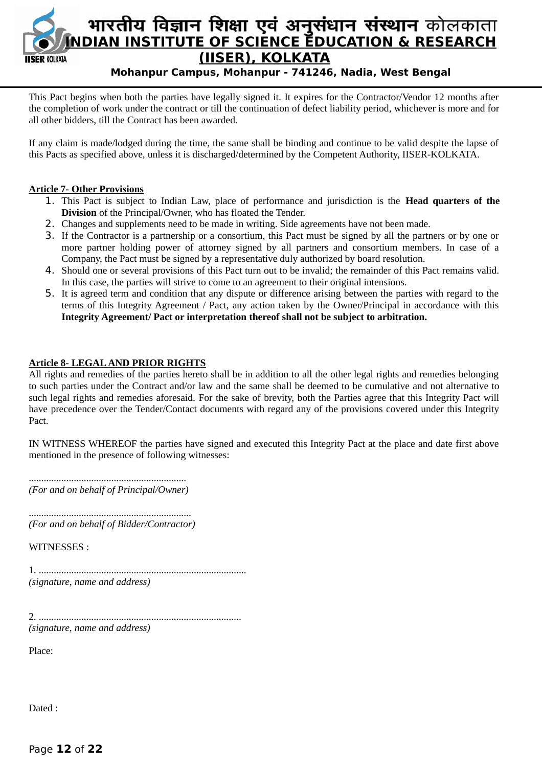This Pact begins when both the parties have legally signed it. It expires for the Contractor/Vendor 12 months after the completion of work under the contract or till the continuation of defect liability period, whichever is more and for all other bidders, till the Contract has been awarded.

If any claim is made/lodged during the time, the same shall be binding and continue to be valid despite the lapse of this Pacts as specified above, unless it is discharged/determined by the Competent Authority, IISER-KOLKATA.

**Article 7- Other Provisions**

1. This Pact is subject to Indian Law, place of performance and jurisdiction is the **Head quarters of the Division** of the Principal/Owner, who has floated the Tender.
2. Changes and supplements need to be made in writing. Side agreements have not been made.
3. If the Contractor is a partnership or a consortium, this Pact must be signed by all the partners or by one or more partner holding power of attorney signed by all partners and consortium members. In case of a Company, the Pact must be signed by a representative duly authorized by board resolution.
4. Should one or several provisions of this Pact turn out to be invalid; the remainder of this Pact remains valid. In this case, the parties will strive to come to an agreement to their original intensions.
5. It is agreed term and condition that any dispute or difference arising between the parties with regard to the terms of this Integrity Agreement / Pact, any action taken by the Owner/Principal in accordance with this **Integrity Agreement/ Pact or interpretation thereof shall not be subject to arbitration.**

**Article 8- LEGAL AND PRIOR RIGHTS**

All rights and remedies of the parties hereto shall be in addition to all the other legal rights and remedies belonging to such parties under the Contract and/or law and the same shall be deemed to be cumulative and not alternative to such legal rights and remedies aforesaid. For the sake of brevity, both the Parties agree that this Integrity Pact will have precedence over the Tender/Contact documents with regard any of the provisions covered under this Integrity Pact.

IN WITNESS WHEREOF the parties have signed and executed this Integrity Pact at the place and date first above mentioned in the presence of following witnesses:

..............................................................
*(For and on behalf of Principal/Owner)*

.................................................................
*(For and on behalf of Bidder/Contractor)*

WITNESSES :

1. ..................................................................................
*(signature, name and address)*

2. ................................................................................
*(signature, name and address)*

Place:

Dated :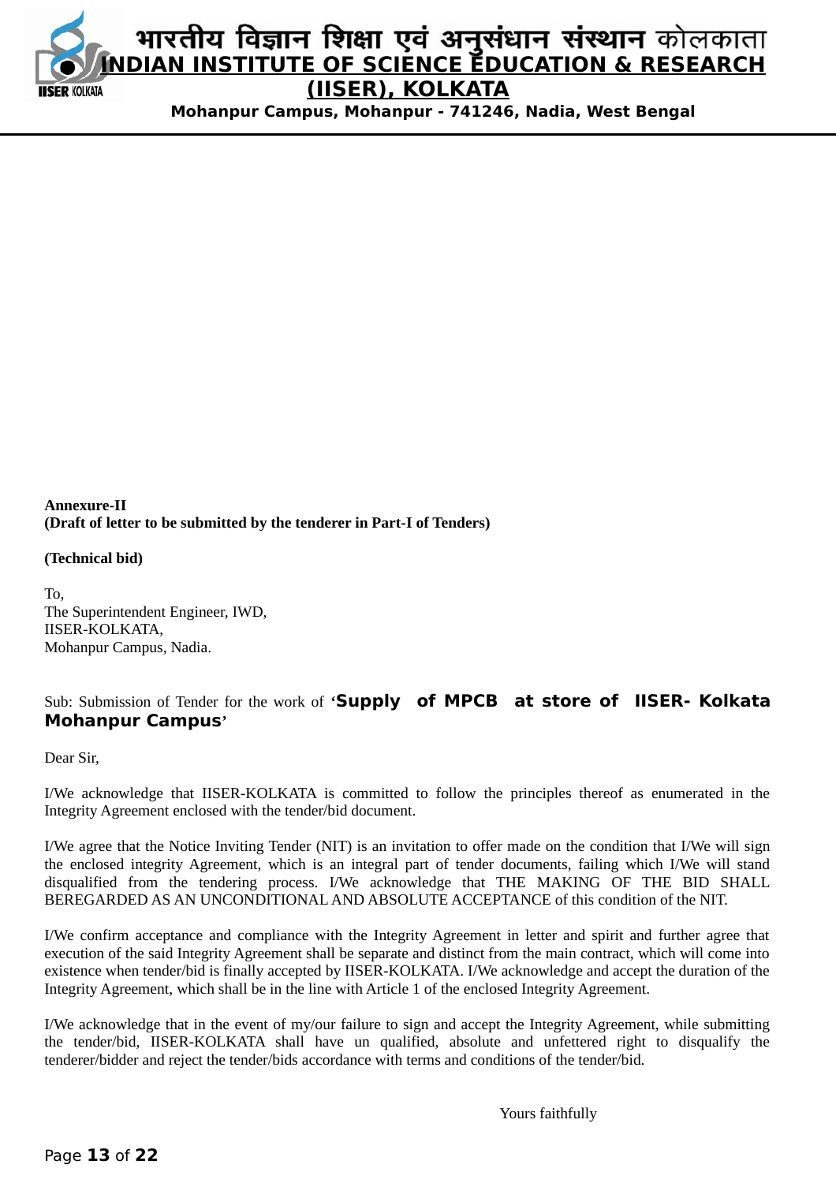**Annexure-II**
**(Draft of letter to be submitted by the tenderer in Part-I of Tenders)**

**(Technical bid)**

To,
The Superintendent Engineer, IWD,
IISER-KOLKATA,
Mohanpur Campus, Nadia.

Sub: Submission of Tender for the work of '**Supply of MPCB at store of IISER- Kolkata Mohanpur Campus**'

Dear Sir,

I/We acknowledge that IISER-KOLKATA is committed to follow the principles thereof as enumerated in the Integrity Agreement enclosed with the tender/bid document.

I/We agree that the Notice Inviting Tender (NIT) is an invitation to offer made on the condition that I/We will sign the enclosed integrity Agreement, which is an integral part of tender documents, failing which I/We will stand disqualified from the tendering process. I/We acknowledge that THE MAKING OF THE BID SHALL BEREGARDED AS AN UNCONDITIONAL AND ABSOLUTE ACCEPTANCE of this condition of the NIT.

I/We confirm acceptance and compliance with the Integrity Agreement in letter and spirit and further agree that execution of the said Integrity Agreement shall be separate and distinct from the main contract, which will come into existence when tender/bid is finally accepted by IISER-KOLKATA. I/We acknowledge and accept the duration of the Integrity Agreement, which shall be in the line with Article 1 of the enclosed Integrity Agreement.

I/We acknowledge that in the event of my/our failure to sign and accept the Integrity Agreement, while submitting the tender/bid, IISER-KOLKATA shall have un qualified, absolute and unfettered right to disqualify the tenderer/bidder and reject the tender/bids accordance with terms and conditions of the tender/bid.

Yours faithfully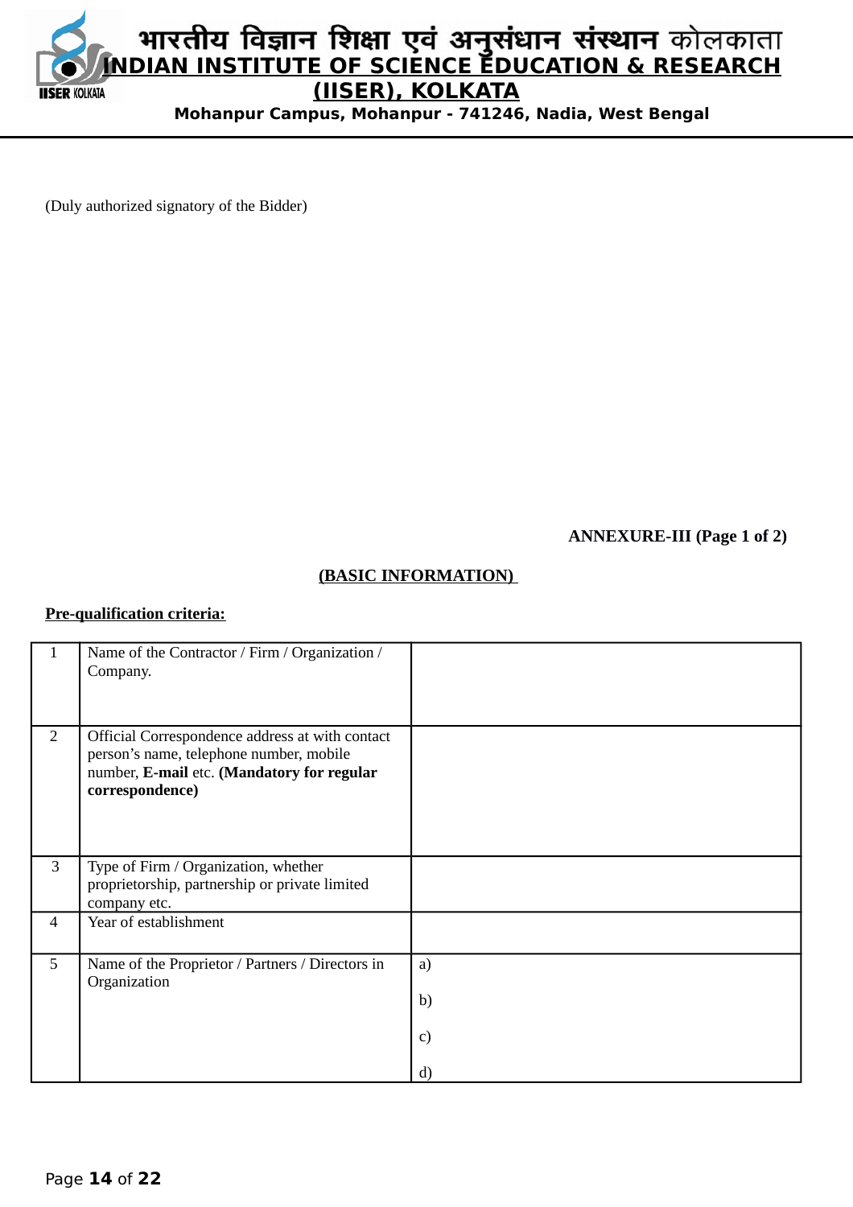(Duly authorized signatory of the Bidder)

**ANNEXURE-III (Page 1 of 2)**

**(BASIC INFORMATION)**

**Pre-qualification criteria:**

| | | |
|---|---|---|
| 1 | Name of the Contractor / Firm / Organization / Company. | |
| 2 | Official Correspondence address at with contact person's name, telephone number, mobile number, **E-mail** etc. **(Mandatory for regular correspondence)** | |
| 3 | Type of Firm / Organization, whether proprietorship, partnership or private limited company etc. | |
| 4 | Year of establishment | |
| 5 | Name of the Proprietor / Partners / Directors in Organization | a)<br>b)<br>c)<br>d) |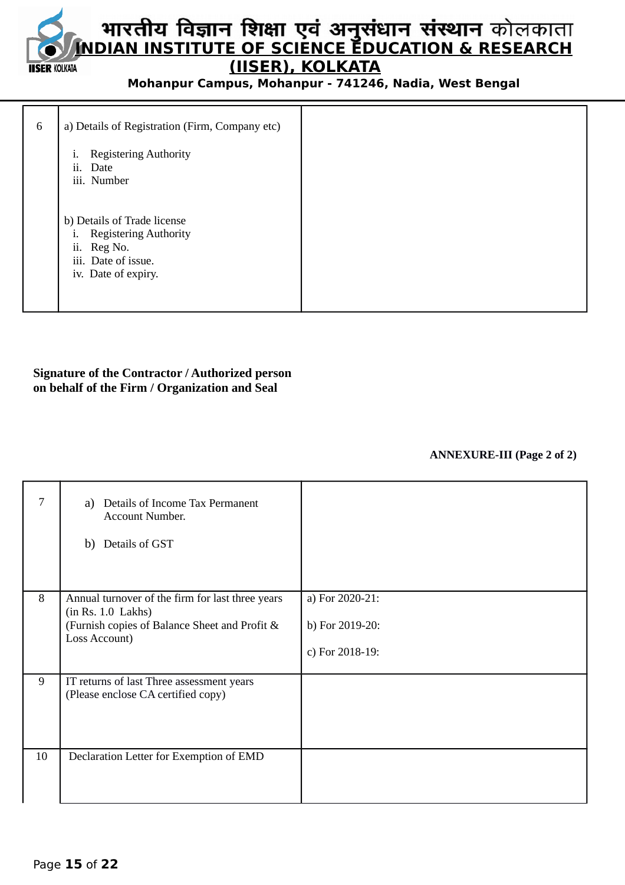| 6 | a) Details of Registration (Firm, Company etc)<br><br>i. Registering Authority<br>ii. Date<br>iii. Number<br><br>b) Details of Trade license<br>i. Registering Authority<br>ii. Reg No.<br>iii. Date of issue.<br>iv. Date of expiry. | |
|---|---|---|

**Signature of the Contractor / Authorized person on behalf of the Firm / Organization and Seal**

**ANNEXURE-III (Page 2 of 2)**

| 7 | a) Details of Income Tax Permanent Account Number.<br><br>b) Details of GST | |
|---|---|---|
| 8 | Annual turnover of the firm for last three years (in Rs. 1.0 Lakhs)<br>(Furnish copies of Balance Sheet and Profit & Loss Account) | a) For 2020-21:<br><br>b) For 2019-20:<br><br>c) For 2018-19: |
| 9 | IT returns of last Three assessment years<br>(Please enclose CA certified copy) | |
| 10 | Declaration Letter for Exemption of EMD | |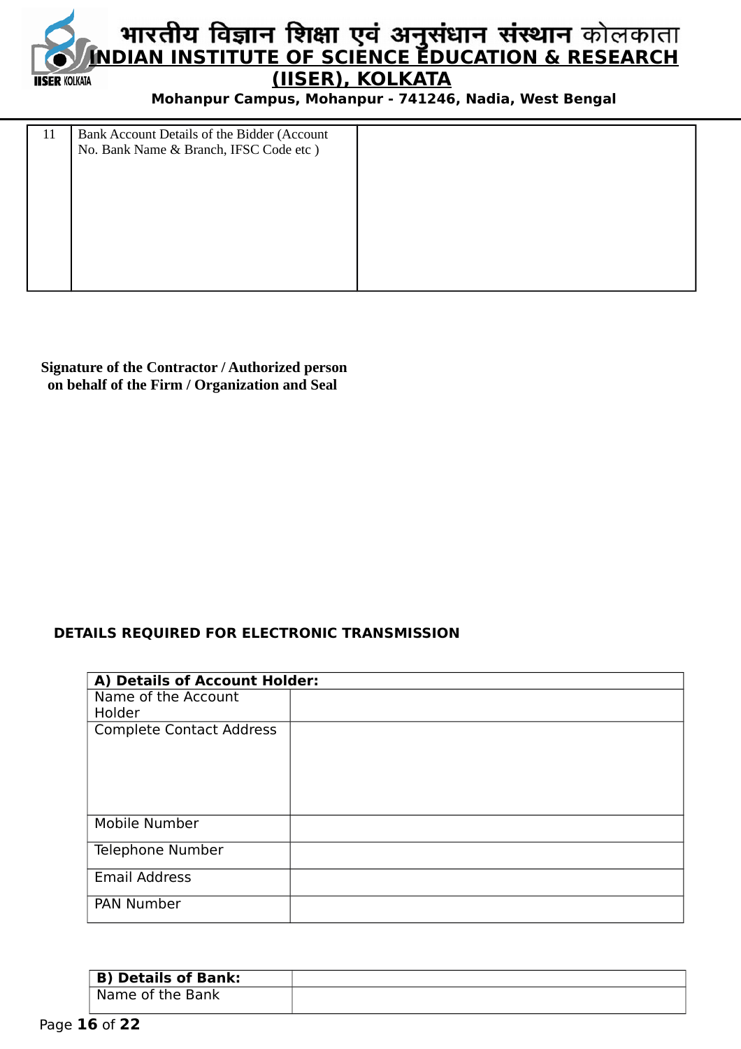| 11 | Bank Account Details of the Bidder (Account No. Bank Name & Branch, IFSC Code etc ) | |
|---|---|---|

**Signature of the Contractor / Authorized person on behalf of the Firm / Organization and Seal**

**DETAILS REQUIRED FOR ELECTRONIC TRANSMISSION**

| **A) Details of Account Holder:** | |
|---|---|
| Name of the Account Holder | |
| Complete Contact Address | |
| Mobile Number | |
| Telephone Number | |
| Email Address | |
| PAN Number | |

| **B) Details of Bank:** | |
|---|---|
| Name of the Bank | |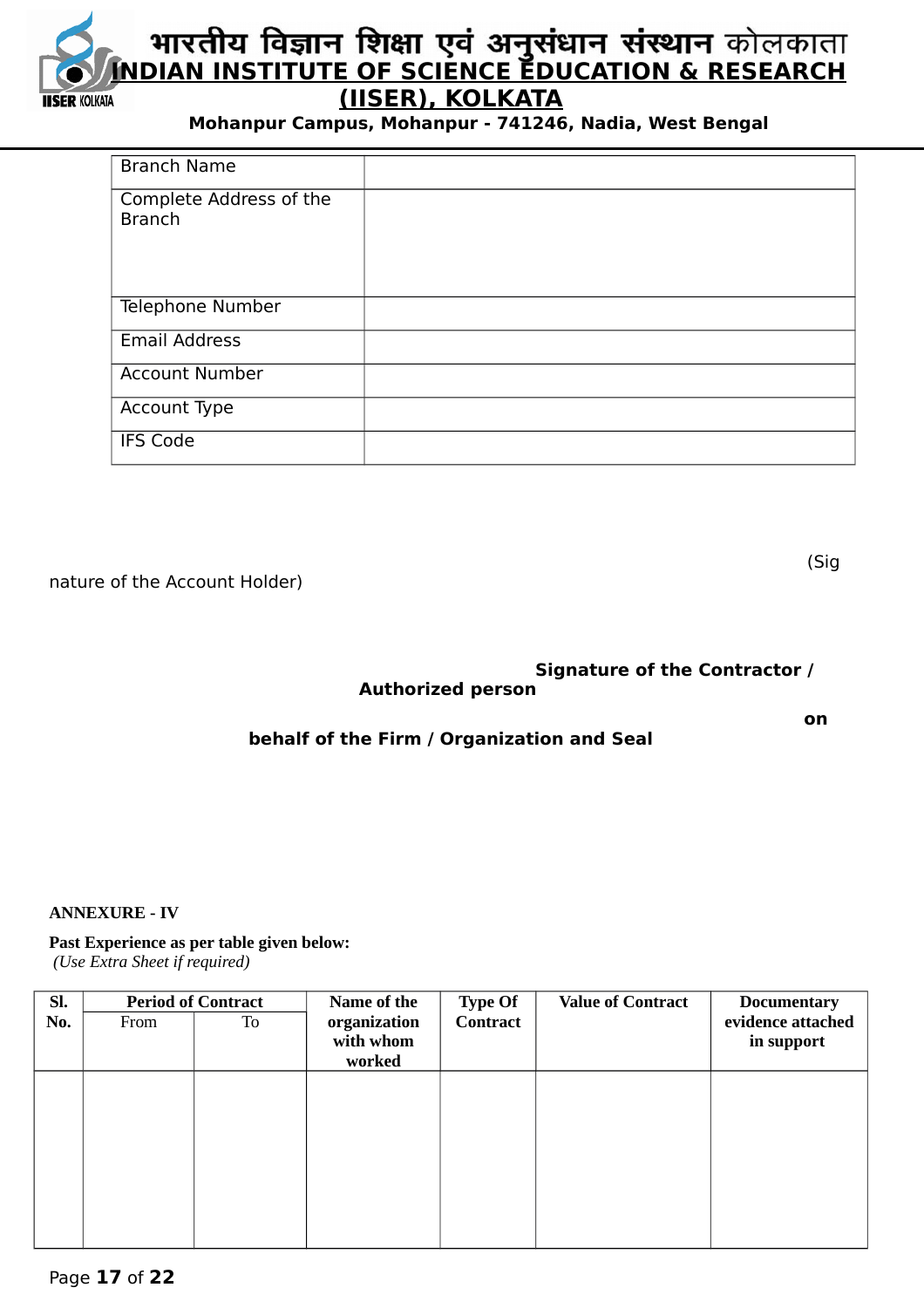| Branch Name | |
|---|---|
| Complete Address of the Branch | |
| Telephone Number | |
| Email Address | |
| Account Number | |
| Account Type | |
| IFS Code | |

(Signature of the Account Holder)

**Signature of the Contractor / Authorized person on behalf of the Firm / Organization and Seal**

**ANNEXURE - IV**

**Past Experience as per table given below:**
*(Use Extra Sheet if required)*

| Sl. No. | Period of Contract | | Name of the organization with whom worked | Type Of Contract | Value of Contract | Documentary evidence attached in support |
|---|---|---|---|---|---|---|
| | From | To | | | | |
| | | | | | | |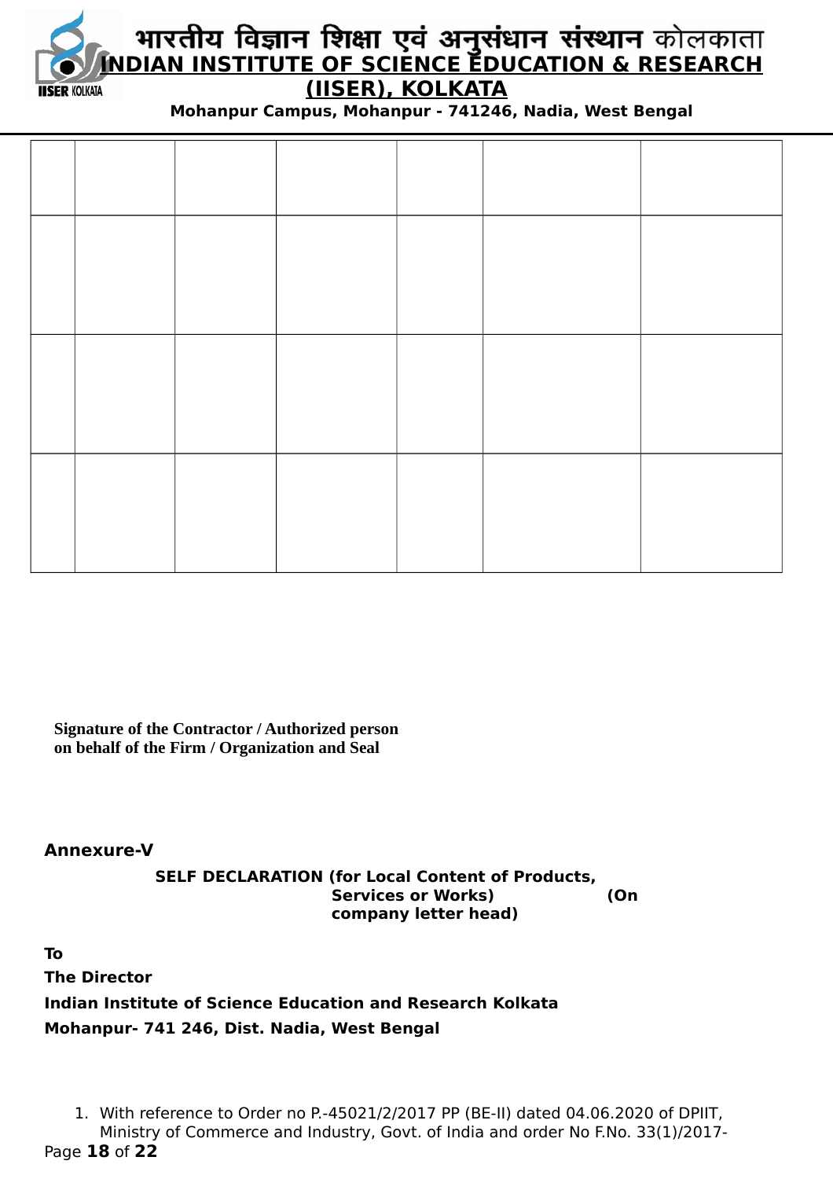|  |  |  |  |  |  |  |
| --- | --- | --- | --- | --- | --- | --- |
|  |  |  |  |  |  |  |
|  |  |  |  |  |  |  |
|  |  |  |  |  |  |  |

**Signature of the Contractor / Authorized person on behalf of the Firm / Organization and Seal**

**Annexure-V**

**SELF DECLARATION (for Local Content of Products, Services or Works) (On company letter head)**

**To**
**The Director**
**Indian Institute of Science Education and Research Kolkata**
**Mohanpur- 741 246, Dist. Nadia, West Bengal**

1. With reference to Order no P.-45021/2/2017 PP (BE-II) dated 04.06.2020 of DPIIT, Ministry of Commerce and Industry, Govt. of India and order No F.No. 33(1)/2017-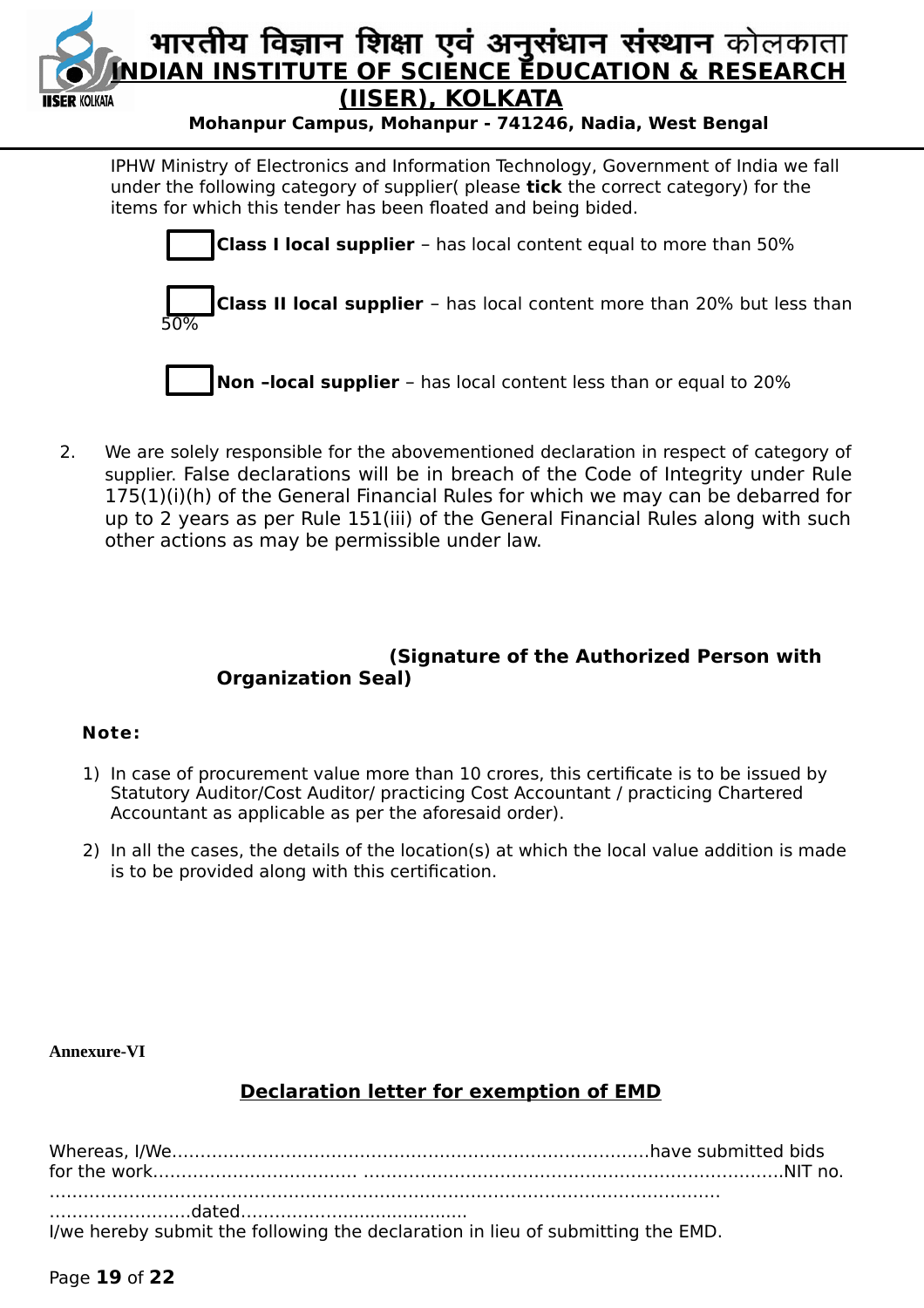IPHW Ministry of Electronics and Information Technology, Government of India we fall under the following category of supplier( please **tick** the correct category) for the items for which this tender has been floated and being bided.

☐ **Class I local supplier** – has local content equal to more than 50%

☐ **Class II local supplier** – has local content more than 20% but less than 50%

☐ **Non –local supplier** – has local content less than or equal to 20%

2. We are solely responsible for the abovementioned declaration in respect of category of supplier. False declarations will be in breach of the Code of Integrity under Rule 175(1)(i)(h) of the General Financial Rules for which we may can be debarred for up to 2 years as per Rule 151(iii) of the General Financial Rules along with such other actions as may be permissible under law.

**(Signature of the Authorized Person with Organization Seal)**

**Note:**

1) In case of procurement value more than 10 crores, this certificate is to be issued by Statutory Auditor/Cost Auditor/ practicing Cost Accountant / practicing Chartered Accountant as applicable as per the aforesaid order).

2) In all the cases, the details of the location(s) at which the local value addition is made is to be provided along with this certification.

**Annexure-VI**

## Declaration letter for exemption of EMD

Whereas, I/We..................................................................................have submitted bids for the work.................................. ..........................................................................NIT no. ....................................................................................................................... ..........................dated.........................................

I/we hereby submit the following the declaration in lieu of submitting the EMD.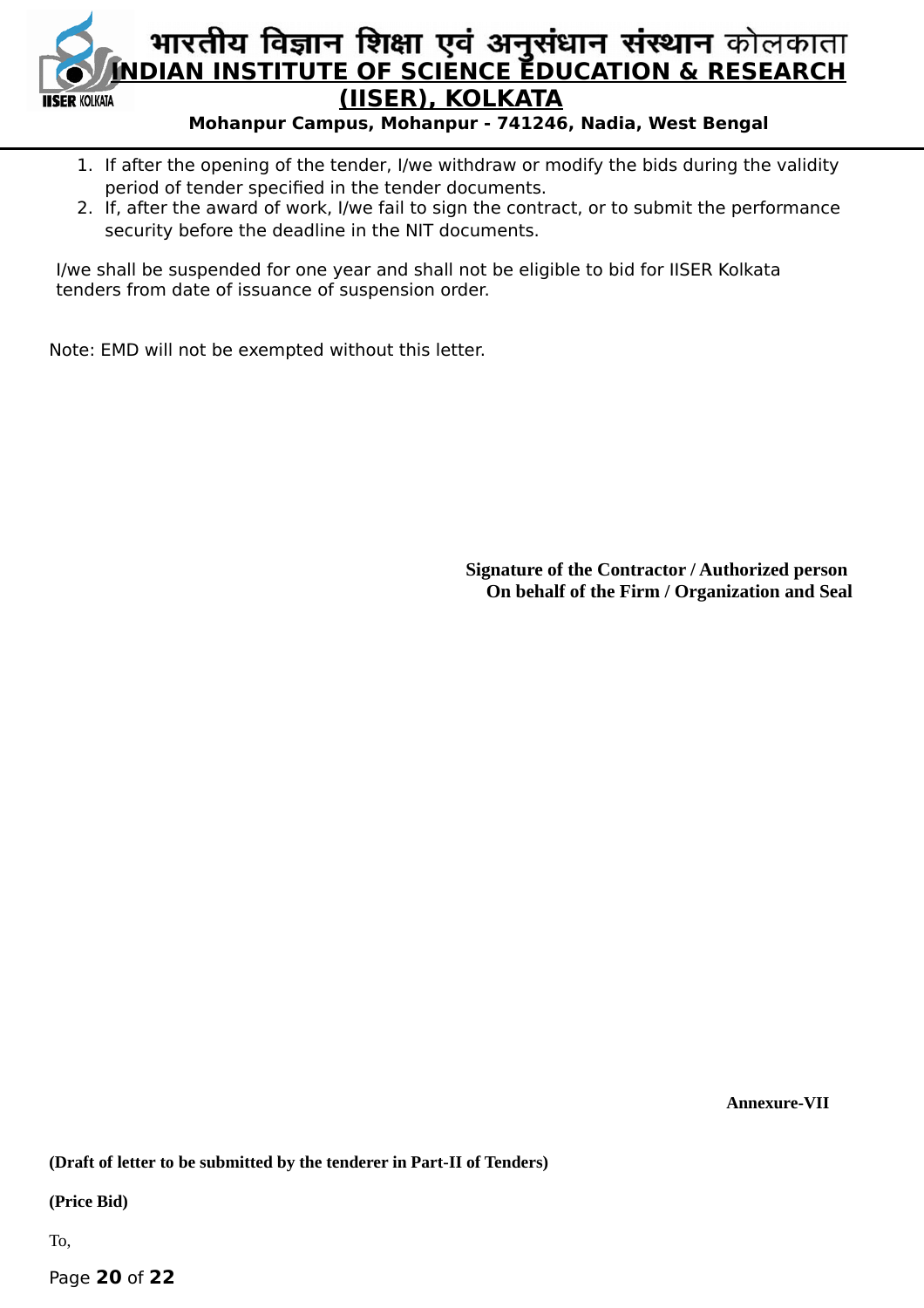1. If after the opening of the tender, I/we withdraw or modify the bids during the validity period of tender specified in the tender documents.
2. If, after the award of work, I/we fail to sign the contract, or to submit the performance security before the deadline in the NIT documents.

I/we shall be suspended for one year and shall not be eligible to bid for IISER Kolkata tenders from date of issuance of suspension order.

Note: EMD will not be exempted without this letter.

**Signature of the Contractor / Authorized person**
**On behalf of the Firm / Organization and Seal**

**Annexure-VII**

**(Draft of letter to be submitted by the tenderer in Part-II of Tenders)**

**(Price Bid)**

To,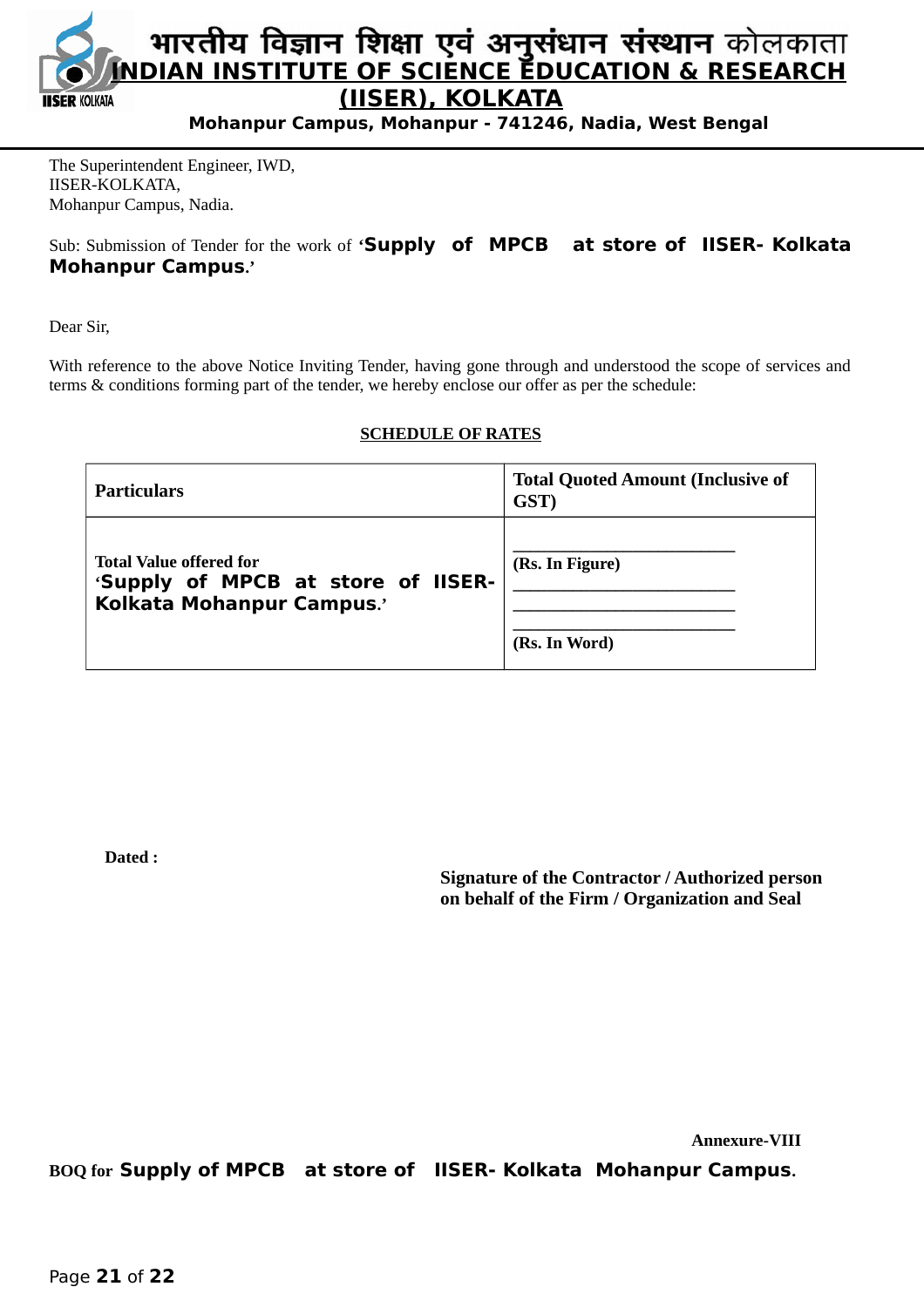# भारतीय विज्ञान शिक्षा एवं अनुसंधान संस्थान कोलकाता

# INDIAN INSTITUTE OF SCIENCE EDUCATION & RESEARCH (IISER), KOLKATA

**Mohanpur Campus, Mohanpur - 741246, Nadia, West Bengal**

The Superintendent Engineer, IWD,
IISER-KOLKATA,
Mohanpur Campus, Nadia.

Sub: Submission of Tender for the work of **'Supply of MPCB at store of IISER- Kolkata Mohanpur Campus.'**

Dear Sir,

With reference to the above Notice Inviting Tender, having gone through and understood the scope of services and terms & conditions forming part of the tender, we hereby enclose our offer as per the schedule:

**SCHEDULE OF RATES**

| **Particulars** | **Total Quoted Amount (Inclusive of GST)** |
|---|---|
| **Total Value offered for 'Supply of MPCB at store of IISER-Kolkata Mohanpur Campus.'** | ______________________<br>**(Rs. In Figure)**<br>______________________<br>______________________<br>______________________<br>**(Rs. In Word)** |

**Dated :**

**Signature of the Contractor / Authorized person on behalf of the Firm / Organization and Seal**

**Annexure-VIII**

**BOQ for Supply of MPCB at store of IISER- Kolkata Mohanpur Campus.**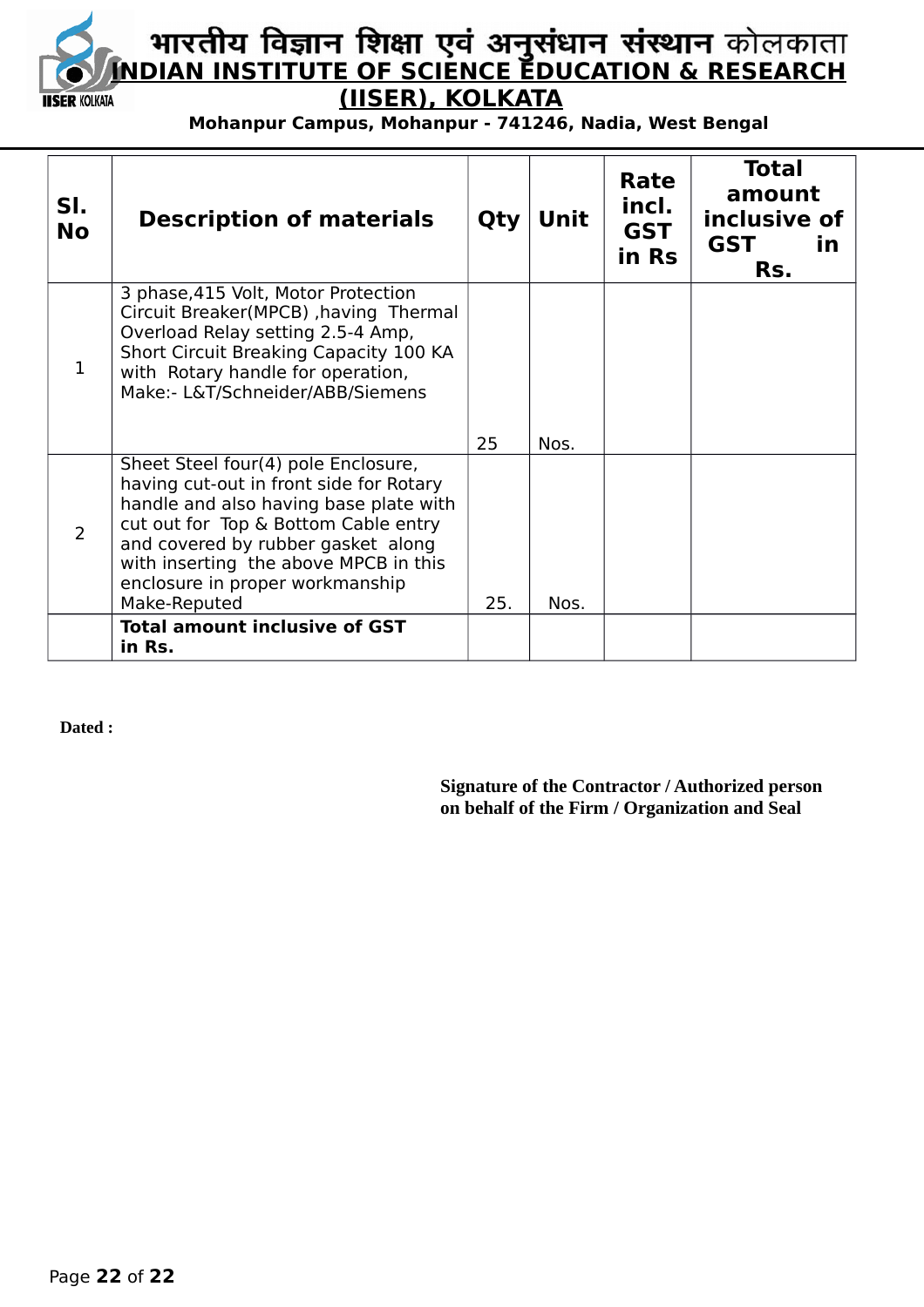# भारतीय विज्ञान शिक्षा एवं अनुसंधान संस्थान कोलकाता

## INDIAN INSTITUTE OF SCIENCE EDUCATION & RESEARCH (IISER), KOLKATA

**Mohanpur Campus, Mohanpur - 741246, Nadia, West Bengal**

| Sl. No | Description of materials | Qty | Unit | Rate incl. GST in Rs | Total amount inclusive of GST in Rs. |
|---|---|---|---|---|---|
| 1 | 3 phase,415 Volt, Motor Protection Circuit Breaker(MPCB) ,having Thermal Overload Relay setting 2.5-4 Amp, Short Circuit Breaking Capacity 100 KA with Rotary handle for operation, Make:- L&T/Schneider/ABB/Siemens | 25 | Nos. | | |
| 2 | Sheet Steel four(4) pole Enclosure, having cut-out in front side for Rotary handle and also having base plate with cut out for Top & Bottom Cable entry and covered by rubber gasket along with inserting the above MPCB in this enclosure in proper workmanship Make-Reputed | 25. | Nos. | | |
| | **Total amount inclusive of GST in Rs.** | | | | |

**Dated :**

**Signature of the Contractor / Authorized person on behalf of the Firm / Organization and Seal**